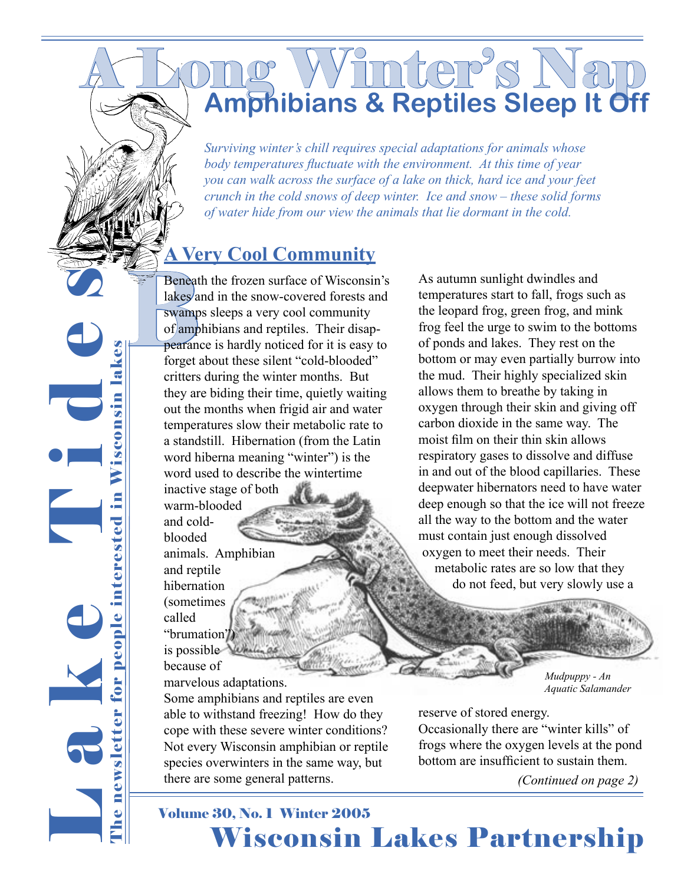# A Long Winter's Nap

## Amphibians & Reptiles Sleep It Off

*Surviving winter's chill requires special adaptations for animals whose body temperatures fluctuate with the environment. At this time of year you can walk across the surface of a lake on thick, hard ice and your feet crunch in the cold snows of deep winter. Ice and snow – these solid forms of water hide from our view the animals that lie dormant in the cold.*

### A Very Cool Community

Beneath the frozen surface of Wisconsin's lakes and in the snow-covered forests and swamps sleeps a very cool community of amphibians and reptiles. Their disappearance is hardly noticed for it is easy to forget about these silent "cold-blooded" critters during the winter months. But they are biding their time, quietly waiting out the months when frigid air and water temperatures slow their metabolic rate to a standstill. Hibernation (from the Latin word hiberna meaning "winter") is the word used to describe the wintertime inactive stage of both warm-blooded and cold-blooded animals. Amphibian and reptile hibernation (sometimes called "brumation") is possible because of marvelous adaptations. Some amphibians and reptiles are even able to withstand freezing! How do they cope with these severe winter conditions? Not every Wisconsin amphibian or reptile species overwinters in the same way, but there are some general patterns.

As autumn sunlight dwindles and temperatures start to fall, frogs such as the leopard frog, green frog, and mink frog feel the urge to swim to the bottoms of ponds and lakes. They rest on the bottom or may even partially burrow into the mud. Their highly specialized skin allows them to breathe by taking in oxygen through their skin and giving off carbon dioxide in the same way. The moist film on their thin skin allows respiratory gases to dissolve and diffuse in and out of the blood capillaries. These deepwater hibernators need to have water deep enough so that the ice will not freeze all the way to the bottom and the water must contain just enough dissolved oxygen to meet their needs. Their metabolic rates are so low that they do not feed, but very slowly use a reserve of stored energy.

*Mudpuppy - An Aquatic Salamander*

Occasionally there are "winter kills" of frogs where the oxygen levels at the pond bottom are insufficient to sustain them.

*(Continued on page 2)*

**Lake Tides** — The newsletter for people interested in Wisconsin lakes

**Volume 30, No. 1 Winter 2005**

**Wisconsin Lakes Partnership**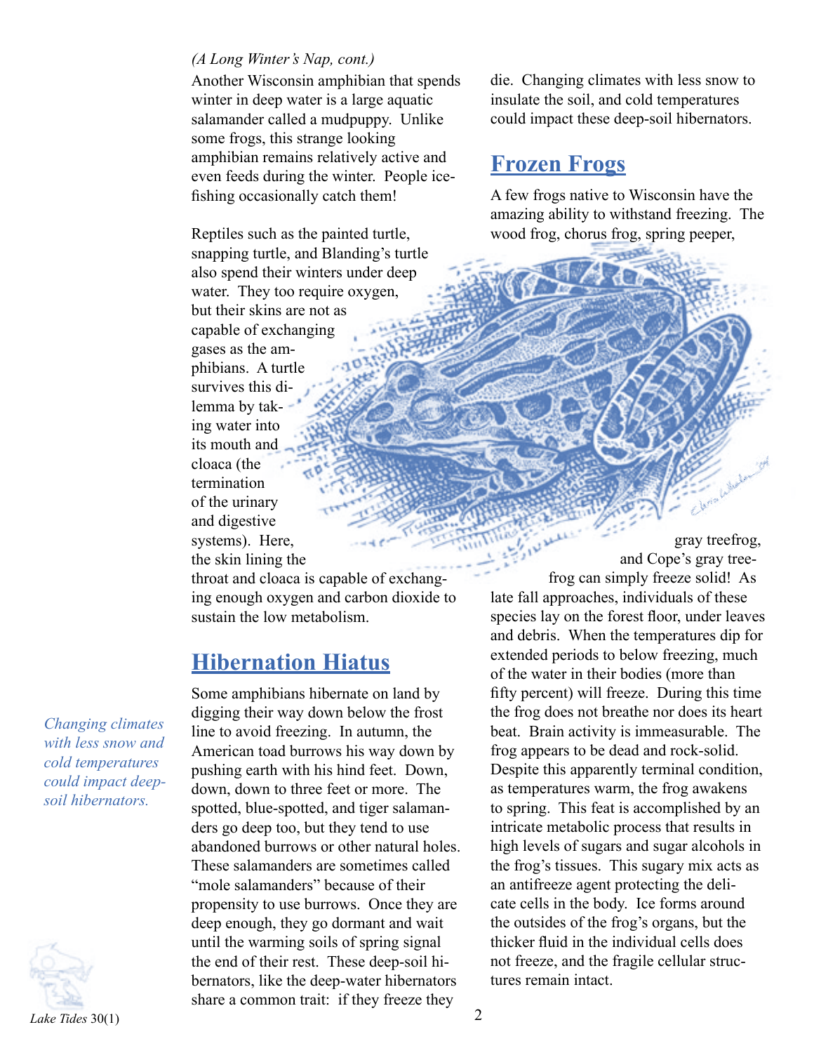*(A Long Winter's Nap, cont.)*

Another Wisconsin amphibian that spends winter in deep water is a large aquatic salamander called a mudpuppy. Unlike some frogs, this strange looking amphibian remains relatively active and even feeds during the winter. People ice-fishing occasionally catch them!

Reptiles such as the painted turtle, snapping turtle, and Blanding's turtle also spend their winters under deep water. They too require oxygen, but their skins are not as capable of exchanging gases as the amphibians. A turtle survives this dilemma by taking water into its mouth and cloaca (the termination of the urinary and digestive systems). Here, the skin lining the throat and cloaca is capable of exchanging enough oxygen and carbon dioxide to sustain the low metabolism.

## Hibernation Hiatus

Some amphibians hibernate on land by digging their way down below the frost line to avoid freezing. In autumn, the American toad burrows his way down by pushing earth with his hind feet. Down, down, down to three feet or more. The spotted, blue-spotted, and tiger salamanders go deep too, but they tend to use abandoned burrows or other natural holes. These salamanders are sometimes called "mole salamanders" because of their propensity to use burrows. Once they are deep enough, they go dormant and wait until the warming soils of spring signal the end of their rest. These deep-soil hibernators, like the deep-water hibernators share a common trait: if they freeze they die. Changing climates with less snow to insulate the soil, and cold temperatures could impact these deep-soil hibernators.

*Changing climates with less snow and cold temperatures could impact deep-soil hibernators.*

## Frozen Frogs

A few frogs native to Wisconsin have the amazing ability to withstand freezing. The wood frog, chorus frog, spring peeper, gray treefrog, and Cope's gray treefrog can simply freeze solid! As late fall approaches, individuals of these species lay on the forest floor, under leaves and debris. When the temperatures dip for extended periods to below freezing, much of the water in their bodies (more than fifty percent) will freeze. During this time the frog does not breathe nor does its heart beat. Brain activity is immeasurable. The frog appears to be dead and rock-solid. Despite this apparently terminal condition, as temperatures warm, the frog awakens to spring. This feat is accomplished by an intricate metabolic process that results in high levels of sugars and sugar alcohols in the frog's tissues. This sugary mix acts as an antifreeze agent protecting the delicate cells in the body. Ice forms around the outsides of the frog's organs, but the thicker fluid in the individual cells does not freeze, and the fragile cellular structures remain intact.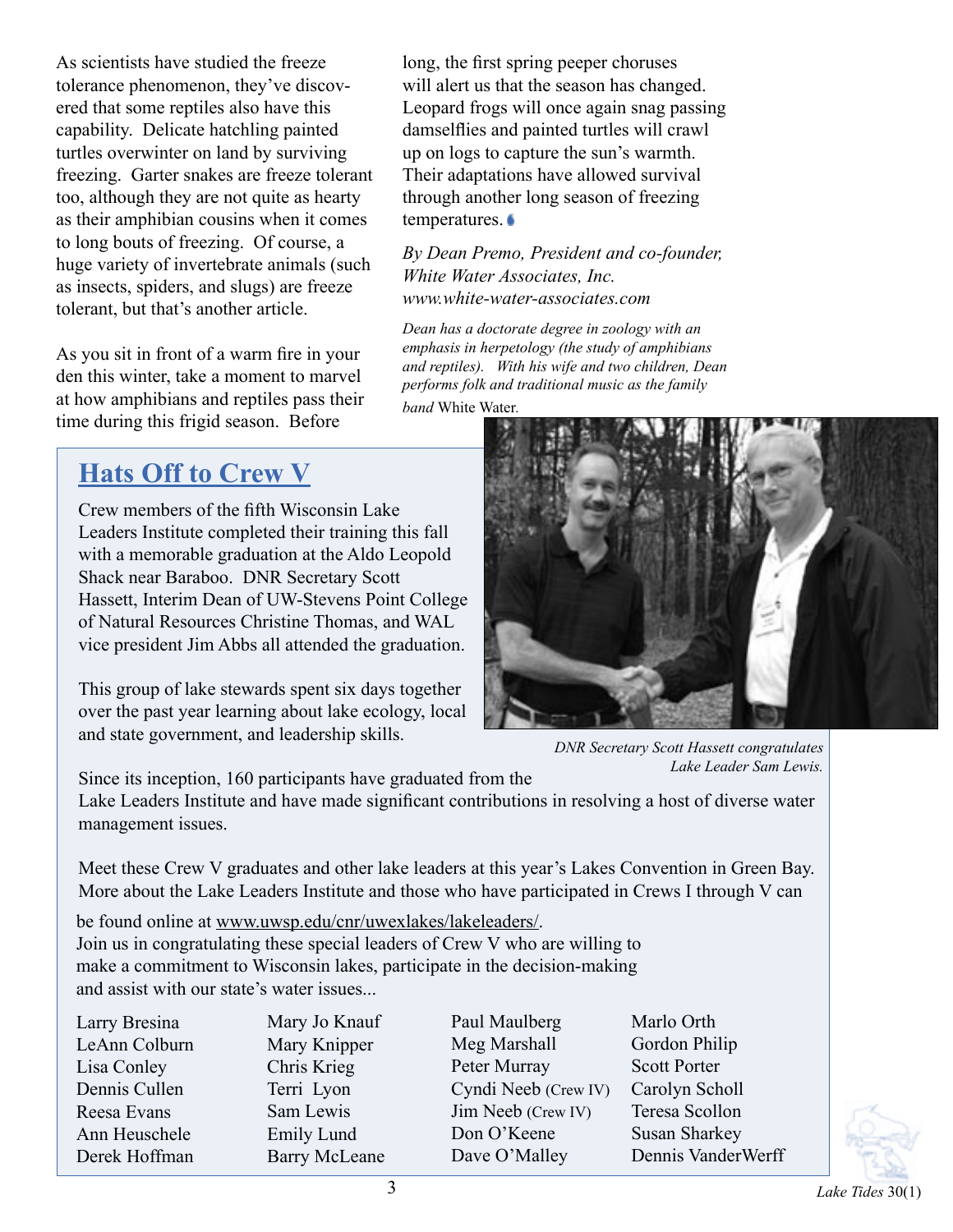As scientists have studied the freeze tolerance phenomenon, they've discovered that some reptiles also have this capability. Delicate hatchling painted turtles overwinter on land by surviving freezing. Garter snakes are freeze tolerant too, although they are not quite as hearty as their amphibian cousins when it comes to long bouts of freezing. Of course, a huge variety of invertebrate animals (such as insects, spiders, and slugs) are freeze tolerant, but that's another article.

As you sit in front of a warm fire in your den this winter, take a moment to marvel at how amphibians and reptiles pass their time during this frigid season. Before long, the first spring peeper choruses will alert us that the season has changed. Leopard frogs will once again snag passing damselflies and painted turtles will crawl up on logs to capture the sun's warmth. Their adaptations have allowed survival through another long season of freezing temperatures.

*By Dean Premo, President and co-founder, White Water Associates, Inc. www.white-water-associates.com*

*Dean has a doctorate degree in zoology with an emphasis in herpetology (the study of amphibians and reptiles). With his wife and two children, Dean performs folk and traditional music as the family band* White Water.

## Hats Off to Crew V

Crew members of the fifth Wisconsin Lake Leaders Institute completed their training this fall with a memorable graduation at the Aldo Leopold Shack near Baraboo. DNR Secretary Scott Hassett, Interim Dean of UW-Stevens Point College of Natural Resources Christine Thomas, and WAL vice president Jim Abbs all attended the graduation.

This group of lake stewards spent six days together over the past year learning about lake ecology, local and state government, and leadership skills.

*DNR Secretary Scott Hassett congratulates Lake Leader Sam Lewis.*

Since its inception, 160 participants have graduated from the Lake Leaders Institute and have made significant contributions in resolving a host of diverse water management issues.

Meet these Crew V graduates and other lake leaders at this year's Lakes Convention in Green Bay. More about the Lake Leaders Institute and those who have participated in Crews I through V can be found online at www.uwsp.edu/cnr/uwexlakes/lakeleaders/.

Join us in congratulating these special leaders of Crew V who are willing to make a commitment to Wisconsin lakes, participate in the decision-making and assist with our state's water issues...

- Larry Bresina
- LeAnn Colburn
- Lisa Conley
- Dennis Cullen
- Reesa Evans
- Ann Heuschele
- Derek Hoffman
- Mary Jo Knauf
- Mary Knipper
- Chris Krieg
- Terri Lyon
- Sam Lewis
- Emily Lund
- Barry McLeane
- Paul Maulberg
- Meg Marshall
- Peter Murray
- Cyndi Neeb (Crew IV)
- Jim Neeb (Crew IV)
- Don O'Keene
- Dave O'Malley
- Marlo Orth
- Gordon Philip
- Scott Porter
- Carolyn Scholl
- Teresa Scollon
- Susan Sharkey
- Dennis VanderWerff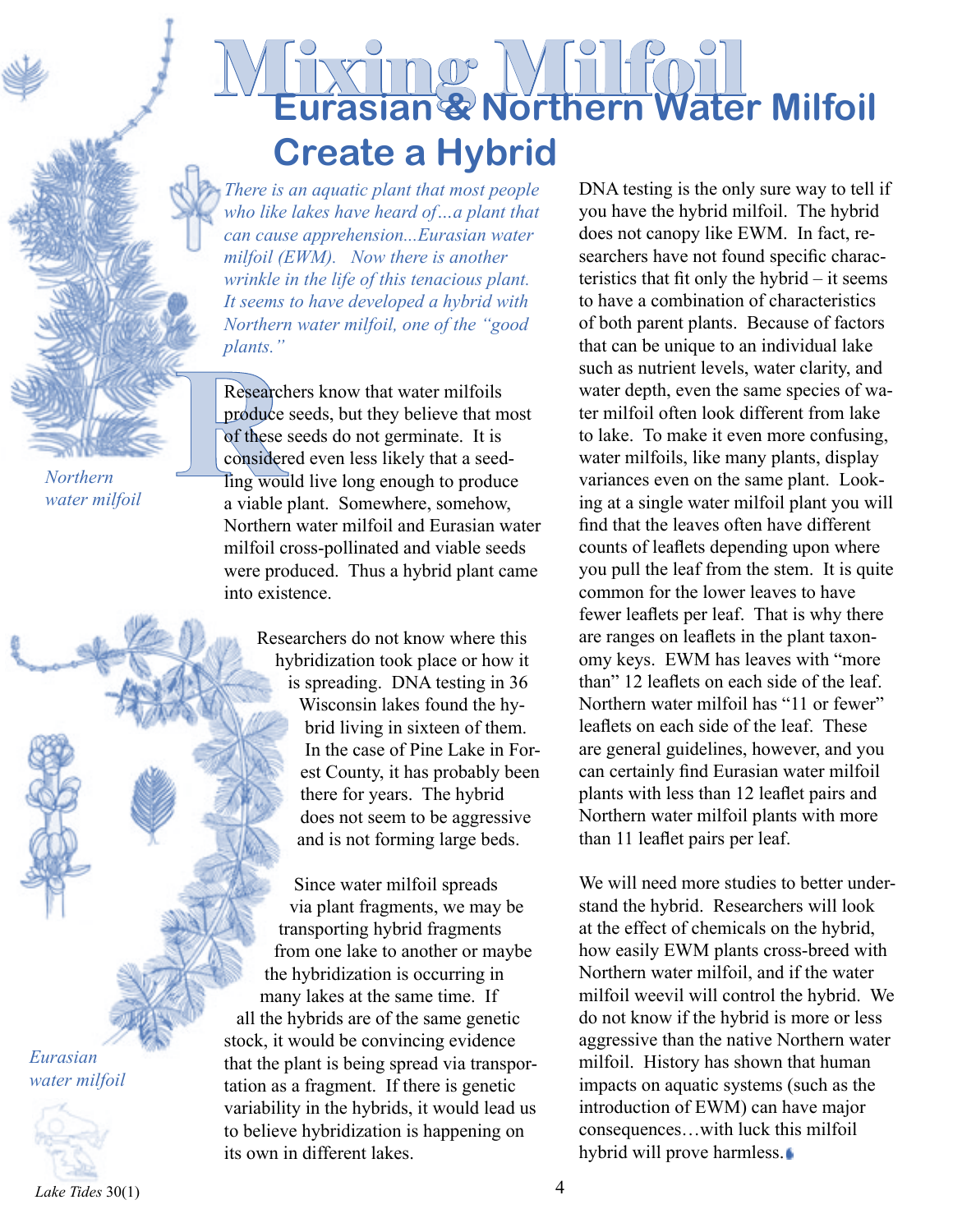# Mixing Milfoil

## Eurasian & Northern Water Milfoil Create a Hybrid

*There is an aquatic plant that most people who like lakes have heard of…a plant that can cause apprehension...Eurasian water milfoil (EWM). Now there is another wrinkle in the life of this tenacious plant. It seems to have developed a hybrid with Northern water milfoil, one of the "good plants."*

Researchers know that water milfoils produce seeds, but they believe that most of these seeds do not germinate. It is considered even less likely that a seedling would live long enough to produce a viable plant. Somewhere, somehow, Northern water milfoil and Eurasian water milfoil cross-pollinated and viable seeds were produced. Thus a hybrid plant came into existence.

*Northern water milfoil*

Researchers do not know where this hybridization took place or how it is spreading. DNA testing in 36 Wisconsin lakes found the hybrid living in sixteen of them. In the case of Pine Lake in Forest County, it has probably been there for years. The hybrid does not seem to be aggressive and is not forming large beds.

Since water milfoil spreads via plant fragments, we may be transporting hybrid fragments from one lake to another or maybe the hybridization is occurring in many lakes at the same time. If all the hybrids are of the same genetic stock, it would be convincing evidence that the plant is being spread via transportation as a fragment. If there is genetic variability in the hybrids, it would lead us to believe hybridization is happening on its own in different lakes.

*Eurasian water milfoil*

DNA testing is the only sure way to tell if you have the hybrid milfoil. The hybrid does not canopy like EWM. In fact, researchers have not found specific characteristics that fit only the hybrid – it seems to have a combination of characteristics of both parent plants. Because of factors that can be unique to an individual lake such as nutrient levels, water clarity, and water depth, even the same species of water milfoil often look different from lake to lake. To make it even more confusing, water milfoils, like many plants, display variances even on the same plant. Looking at a single water milfoil plant you will find that the leaves often have different counts of leaflets depending upon where you pull the leaf from the stem. It is quite common for the lower leaves to have fewer leaflets per leaf. That is why there are ranges on leaflets in the plant taxonomy keys. EWM has leaves with "more than" 12 leaflets on each side of the leaf. Northern water milfoil has "11 or fewer" leaflets on each side of the leaf. These are general guidelines, however, and you can certainly find Eurasian water milfoil plants with less than 12 leaflet pairs and Northern water milfoil plants with more than 11 leaflet pairs per leaf.

We will need more studies to better understand the hybrid. Researchers will look at the effect of chemicals on the hybrid, how easily EWM plants cross-breed with Northern water milfoil, and if the water milfoil weevil will control the hybrid. We do not know if the hybrid is more or less aggressive than the native Northern water milfoil. History has shown that human impacts on aquatic systems (such as the introduction of EWM) can have major consequences…with luck this milfoil hybrid will prove harmless.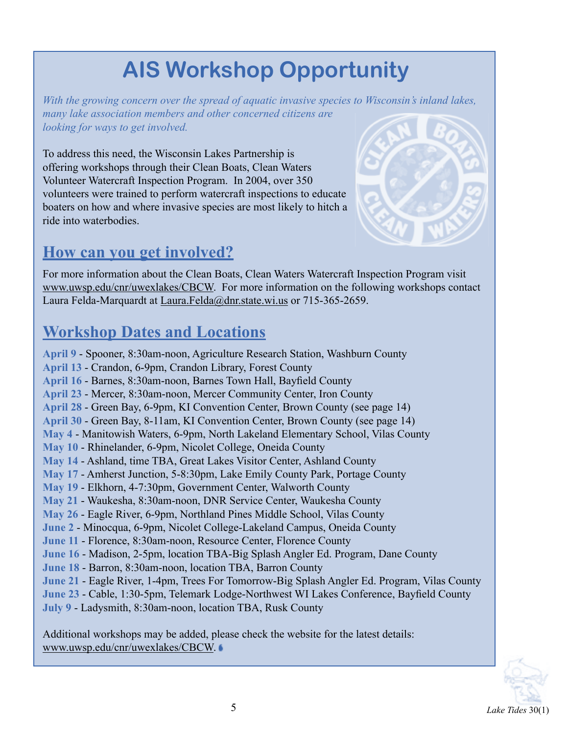# AIS Workshop Opportunity

*With the growing concern over the spread of aquatic invasive species to Wisconsin's inland lakes, many lake association members and other concerned citizens are looking for ways to get involved.*

To address this need, the Wisconsin Lakes Partnership is offering workshops through their Clean Boats, Clean Waters Volunteer Watercraft Inspection Program. In 2004, over 350 volunteers were trained to perform watercraft inspections to educate boaters on how and where invasive species are most likely to hitch a ride into waterbodies.

## How can you get involved?

For more information about the Clean Boats, Clean Waters Watercraft Inspection Program visit www.uwsp.edu/cnr/uwexlakes/CBCW. For more information on the following workshops contact Laura Felda-Marquardt at Laura.Felda@dnr.state.wi.us or 715-365-2659.

## Workshop Dates and Locations

**April 9** - Spooner, 8:30am-noon, Agriculture Research Station, Washburn County
**April 13** - Crandon, 6-9pm, Crandon Library, Forest County
**April 16** - Barnes, 8:30am-noon, Barnes Town Hall, Bayfield County
**April 23** - Mercer, 8:30am-noon, Mercer Community Center, Iron County
**April 28** - Green Bay, 6-9pm, KI Convention Center, Brown County (see page 14)
**April 30** - Green Bay, 8-11am, KI Convention Center, Brown County (see page 14)
**May 4** - Manitowish Waters, 6-9pm, North Lakeland Elementary School, Vilas County
**May 10** - Rhinelander, 6-9pm, Nicolet College, Oneida County
**May 14** - Ashland, time TBA, Great Lakes Visitor Center, Ashland County
**May 17** - Amherst Junction, 5-8:30pm, Lake Emily County Park, Portage County
**May 19** - Elkhorn, 4-7:30pm, Government Center, Walworth County
**May 21** - Waukesha, 8:30am-noon, DNR Service Center, Waukesha County
**May 26** - Eagle River, 6-9pm, Northland Pines Middle School, Vilas County
**June 2** - Minocqua, 6-9pm, Nicolet College-Lakeland Campus, Oneida County
**June 11** - Florence, 8:30am-noon, Resource Center, Florence County
**June 16** - Madison, 2-5pm, location TBA-Big Splash Angler Ed. Program, Dane County
**June 18** - Barron, 8:30am-noon, location TBA, Barron County
**June 21** - Eagle River, 1-4pm, Trees For Tomorrow-Big Splash Angler Ed. Program, Vilas County
**June 23** - Cable, 1:30-5pm, Telemark Lodge-Northwest WI Lakes Conference, Bayfield County
**July 9** - Ladysmith, 8:30am-noon, location TBA, Rusk County

Additional workshops may be added, please check the website for the latest details: www.uwsp.edu/cnr/uwexlakes/CBCW.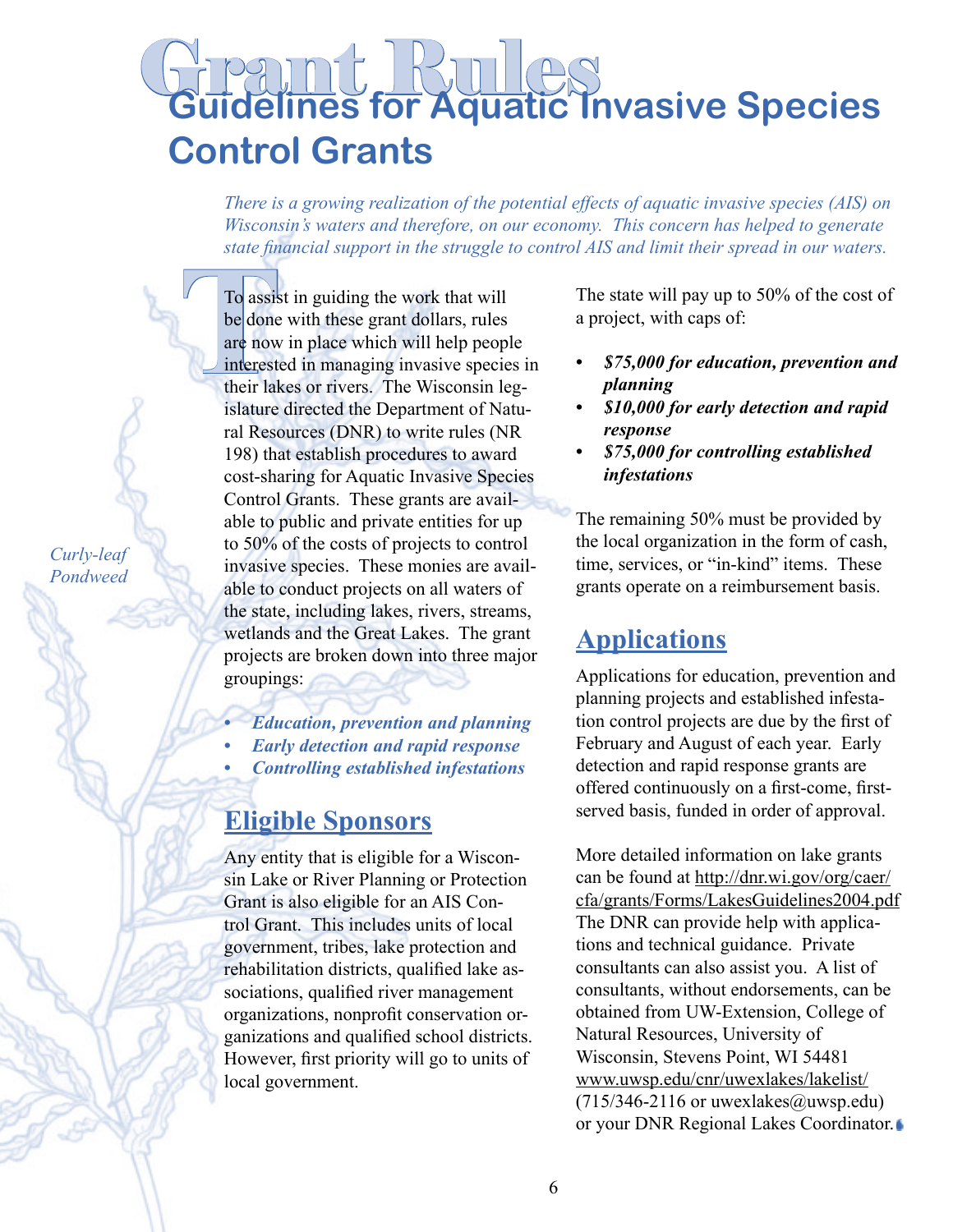# Grant Rules

## Guidelines for Aquatic Invasive Species Control Grants

*There is a growing realization of the potential effects of aquatic invasive species (AIS) on Wisconsin's waters and therefore, on our economy. This concern has helped to generate state financial support in the struggle to control AIS and limit their spread in our waters.*

To assist in guiding the work that will be done with these grant dollars, rules are now in place which will help people interested in managing invasive species in their lakes or rivers. The Wisconsin legislature directed the Department of Natural Resources (DNR) to write rules (NR 198) that establish procedures to award cost-sharing for Aquatic Invasive Species Control Grants. These grants are available to public and private entities for up to 50% of the costs of projects to control invasive species. These monies are available to conduct projects on all waters of the state, including lakes, rivers, streams, wetlands and the Great Lakes. The grant projects are broken down into three major groupings:

- ***Education, prevention and planning***
- ***Early detection and rapid response***
- ***Controlling established infestations***

*Curly-leaf Pondweed*

## Eligible Sponsors

Any entity that is eligible for a Wisconsin Lake or River Planning or Protection Grant is also eligible for an AIS Control Grant. This includes units of local government, tribes, lake protection and rehabilitation districts, qualified lake associations, qualified river management organizations, nonprofit conservation organizations and qualified school districts. However, first priority will go to units of local government.

The state will pay up to 50% of the cost of a project, with caps of:

- ***$75,000 for education, prevention and planning***
- ***$10,000 for early detection and rapid response***
- ***$75,000 for controlling established infestations***

The remaining 50% must be provided by the local organization in the form of cash, time, services, or "in-kind" items. These grants operate on a reimbursement basis.

## Applications

Applications for education, prevention and planning projects and established infestation control projects are due by the first of February and August of each year. Early detection and rapid response grants are offered continuously on a first-come, first-served basis, funded in order of approval.

More detailed information on lake grants can be found at http://dnr.wi.gov/org/caer/cfa/grants/Forms/LakesGuidelines2004.pdf The DNR can provide help with applications and technical guidance. Private consultants can also assist you. A list of consultants, without endorsements, can be obtained from UW-Extension, College of Natural Resources, University of Wisconsin, Stevens Point, WI 54481 www.uwsp.edu/cnr/uwexlakes/lakelist/ (715/346-2116 or uwexlakes@uwsp.edu) or your DNR Regional Lakes Coordinator.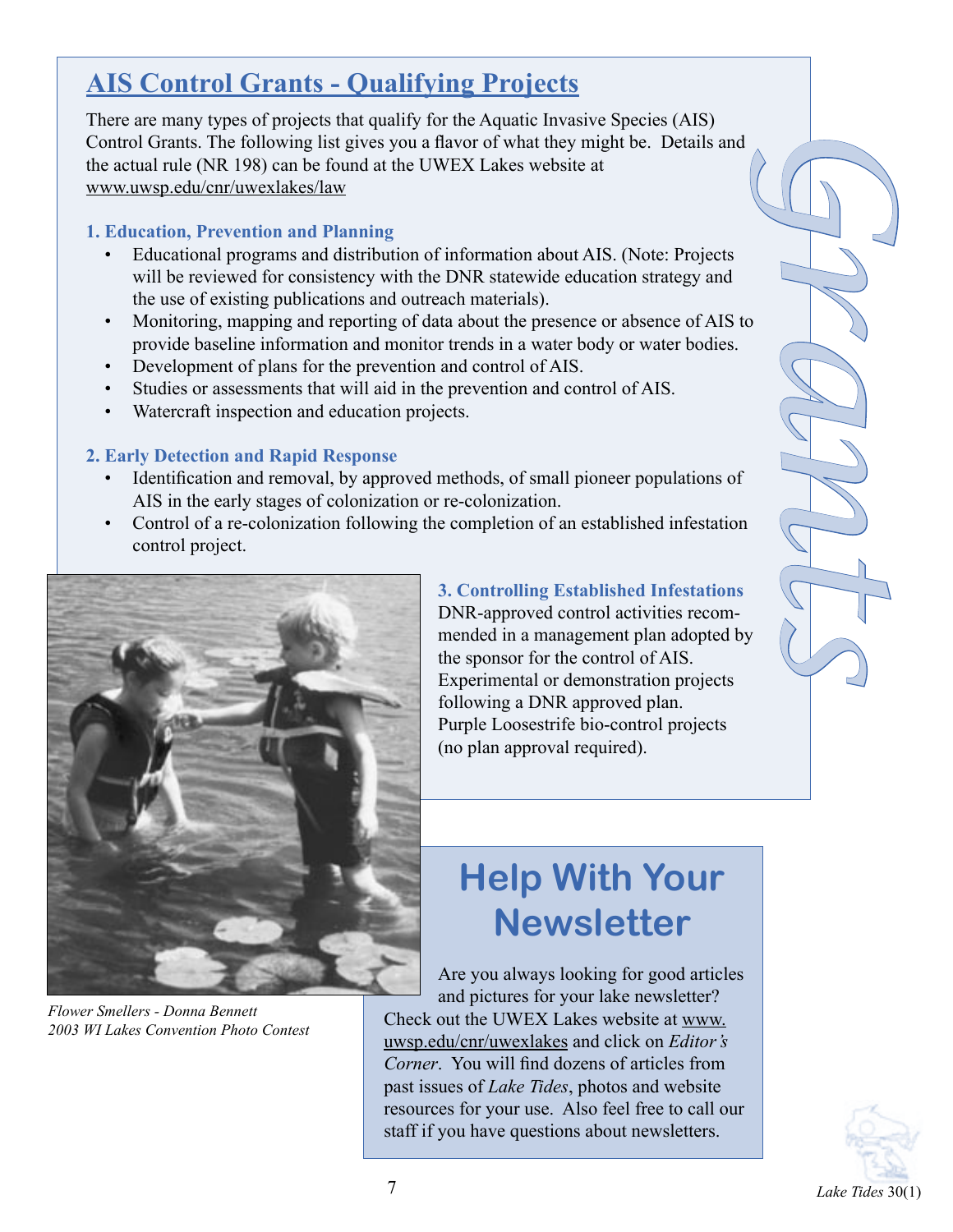## AIS Control Grants - Qualifying Projects

There are many types of projects that qualify for the Aquatic Invasive Species (AIS) Control Grants. The following list gives you a flavor of what they might be. Details and the actual rule (NR 198) can be found at the UWEX Lakes website at www.uwsp.edu/cnr/uwexlakes/law

**1. Education, Prevention and Planning**

- Educational programs and distribution of information about AIS. (Note: Projects will be reviewed for consistency with the DNR statewide education strategy and the use of existing publications and outreach materials).
- Monitoring, mapping and reporting of data about the presence or absence of AIS to provide baseline information and monitor trends in a water body or water bodies.
- Development of plans for the prevention and control of AIS.
- Studies or assessments that will aid in the prevention and control of AIS.
- Watercraft inspection and education projects.

**2. Early Detection and Rapid Response**

- Identification and removal, by approved methods, of small pioneer populations of AIS in the early stages of colonization or re-colonization.
- Control of a re-colonization following the completion of an established infestation control project.

**3. Controlling Established Infestations**

DNR-approved control activities recommended in a management plan adopted by the sponsor for the control of AIS.
Experimental or demonstration projects following a DNR approved plan.
Purple Loosestrife bio-control projects (no plan approval required).

Grants

*Flower Smellers - Donna Bennett*
*2003 WI Lakes Convention Photo Contest*

## Help With Your Newsletter

Are you always looking for good articles and pictures for your lake newsletter? Check out the UWEX Lakes website at www.uwsp.edu/cnr/uwexlakes and click on *Editor's Corner*. You will find dozens of articles from past issues of *Lake Tides*, photos and website resources for your use. Also feel free to call our staff if you have questions about newsletters.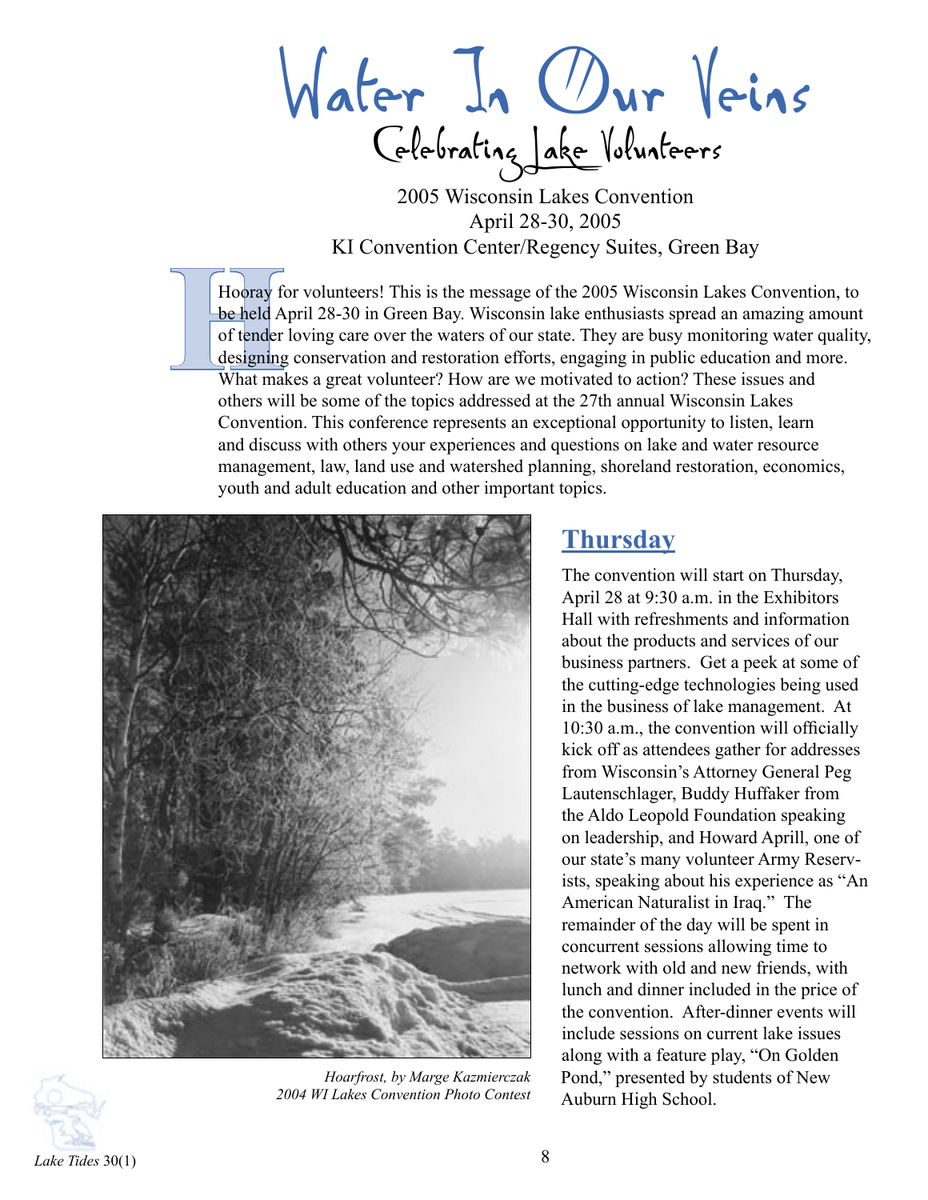# Water In Our Veins

## Celebrating Lake Volunteers

2005 Wisconsin Lakes Convention
April 28-30, 2005
KI Convention Center/Regency Suites, Green Bay

Hooray for volunteers! This is the message of the 2005 Wisconsin Lakes Convention, to be held April 28-30 in Green Bay. Wisconsin lake enthusiasts spread an amazing amount of tender loving care over the waters of our state. They are busy monitoring water quality, designing conservation and restoration efforts, engaging in public education and more. What makes a great volunteer? How are we motivated to action? These issues and others will be some of the topics addressed at the 27th annual Wisconsin Lakes Convention. This conference represents an exceptional opportunity to listen, learn and discuss with others your experiences and questions on lake and water resource management, law, land use and watershed planning, shoreland restoration, economics, youth and adult education and other important topics.

*Hoarfrost, by Marge Kazmierczak*
*2004 WI Lakes Convention Photo Contest*

## Thursday

The convention will start on Thursday, April 28 at 9:30 a.m. in the Exhibitors Hall with refreshments and information about the products and services of our business partners. Get a peek at some of the cutting-edge technologies being used in the business of lake management. At 10:30 a.m., the convention will officially kick off as attendees gather for addresses from Wisconsin's Attorney General Peg Lautenschlager, Buddy Huffaker from the Aldo Leopold Foundation speaking on leadership, and Howard Aprill, one of our state's many volunteer Army Reservists, speaking about his experience as "An American Naturalist in Iraq." The remainder of the day will be spent in concurrent sessions allowing time to network with old and new friends, with lunch and dinner included in the price of the convention. After-dinner events will include sessions on current lake issues along with a feature play, "On Golden Pond," presented by students of New Auburn High School.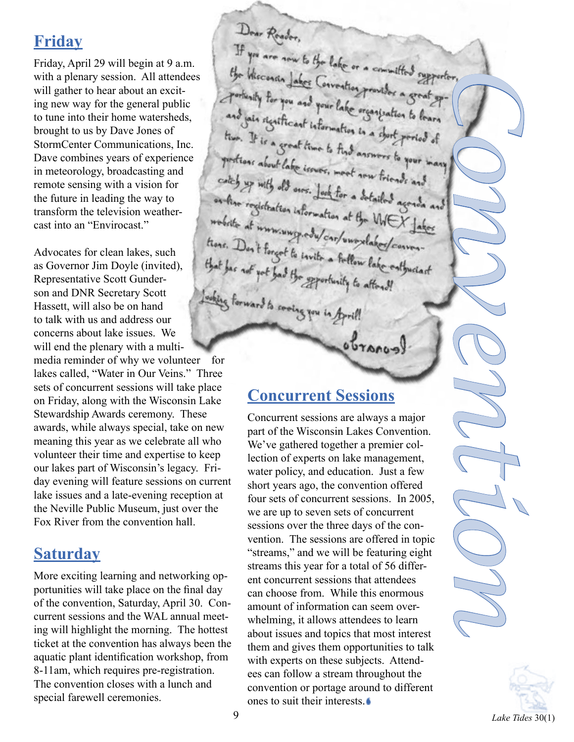## Friday

Friday, April 29 will begin at 9 a.m. with a plenary session. All attendees will gather to hear about an exciting new way for the general public to tune into their home watersheds, brought to us by Dave Jones of StormCenter Communications, Inc. Dave combines years of experience in meteorology, broadcasting and remote sensing with a vision for the future in leading the way to transform the television weathercast into an "Envirocast."

Advocates for clean lakes, such as Governor Jim Doyle (invited), Representative Scott Gunderson and DNR Secretary Scott Hassett, will also be on hand to talk with us and address our concerns about lake issues. We will end the plenary with a multimedia reminder of why we volunteer for lakes called, "Water in Our Veins." Three sets of concurrent sessions will take place on Friday, along with the Wisconsin Lake Stewardship Awards ceremony. These awards, while always special, take on new meaning this year as we celebrate all who volunteer their time and expertise to keep our lakes part of Wisconsin's legacy. Friday evening will feature sessions on current lake issues and a late-evening reception at the Neville Public Museum, just over the Fox River from the convention hall.

## Saturday

More exciting learning and networking opportunities will take place on the final day of the convention, Saturday, April 30. Concurrent sessions and the WAL annual meeting will highlight the morning. The hottest ticket at the convention has always been the aquatic plant identification workshop, from 8-11am, which requires pre-registration. The convention closes with a lunch and special farewell ceremonies.

Dear Reader,

If you are new to the lake or a committed supporter, the Wisconsin Lakes Convention provides a great opportunity for you and your lake organization to learn and gain significant information in a short period of time. It is a great time to find answers to your many questions about lake issues, meet new friends and catch up with old ones. Look for a detailed agenda and on-line registration information at the WEX Lakes website at www.uwsp.edu/cnr/uwexlakes/convention. Don't forget to invite a fellow lake enthusiast that has not yet had the opportunity to attend!

Looking forward to seeing you in April!

Convention

## Concurrent Sessions

Concurrent sessions are always a major part of the Wisconsin Lakes Convention. We've gathered together a premier collection of experts on lake management, water policy, and education. Just a few short years ago, the convention offered four sets of concurrent sessions. In 2005, we are up to seven sets of concurrent sessions over the three days of the convention. The sessions are offered in topic "streams," and we will be featuring eight streams this year for a total of 56 different concurrent sessions that attendees can choose from. While this enormous amount of information can seem overwhelming, it allows attendees to learn about issues and topics that most interest them and gives them opportunities to talk with experts on these subjects. Attendees can follow a stream throughout the convention or portage around to different ones to suit their interests.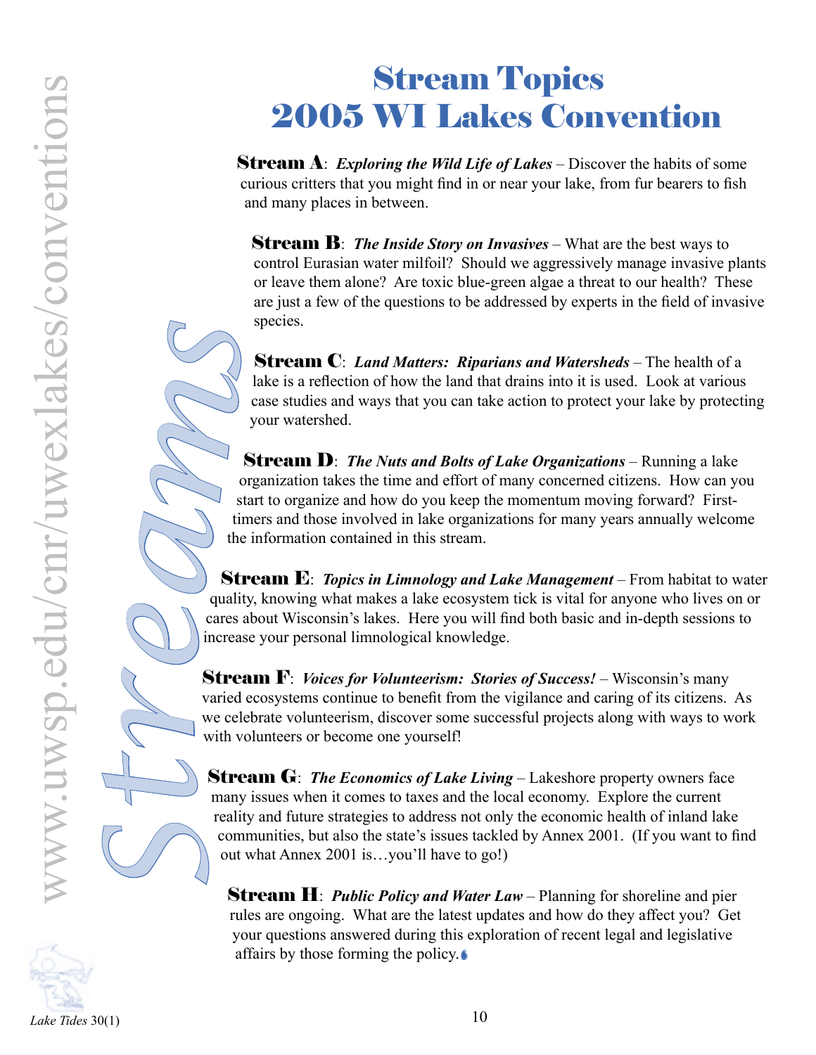# Stream Topics 2005 WI Lakes Convention

**Stream A**: ***Exploring the Wild Life of Lakes*** – Discover the habits of some curious critters that you might find in or near your lake, from fur bearers to fish and many places in between.

**Stream B**: ***The Inside Story on Invasives*** – What are the best ways to control Eurasian water milfoil? Should we aggressively manage invasive plants or leave them alone? Are toxic blue-green algae a threat to our health? These are just a few of the questions to be addressed by experts in the field of invasive species.

**Stream C**: ***Land Matters: Riparians and Watersheds*** – The health of a lake is a reflection of how the land that drains into it is used. Look at various case studies and ways that you can take action to protect your lake by protecting your watershed.

**Stream D**: ***The Nuts and Bolts of Lake Organizations*** – Running a lake organization takes the time and effort of many concerned citizens. How can you start to organize and how do you keep the momentum moving forward? First-timers and those involved in lake organizations for many years annually welcome the information contained in this stream.

**Stream E**: ***Topics in Limnology and Lake Management*** – From habitat to water quality, knowing what makes a lake ecosystem tick is vital for anyone who lives on or cares about Wisconsin's lakes. Here you will find both basic and in-depth sessions to increase your personal limnological knowledge.

**Stream F**: ***Voices for Volunteerism: Stories of Success!*** – Wisconsin's many varied ecosystems continue to benefit from the vigilance and caring of its citizens. As we celebrate volunteerism, discover some successful projects along with ways to work with volunteers or become one yourself!

**Stream G**: ***The Economics of Lake Living*** – Lakeshore property owners face many issues when it comes to taxes and the local economy. Explore the current reality and future strategies to address not only the economic health of inland lake communities, but also the state's issues tackled by Annex 2001. (If you want to find out what Annex 2001 is…you'll have to go!)

**Stream H**: ***Public Policy and Water Law*** – Planning for shoreline and pier rules are ongoing. What are the latest updates and how do they affect you? Get your questions answered during this exploration of recent legal and legislative affairs by those forming the policy.

www.uwsp.edu/cnr/uwexlakes/conventions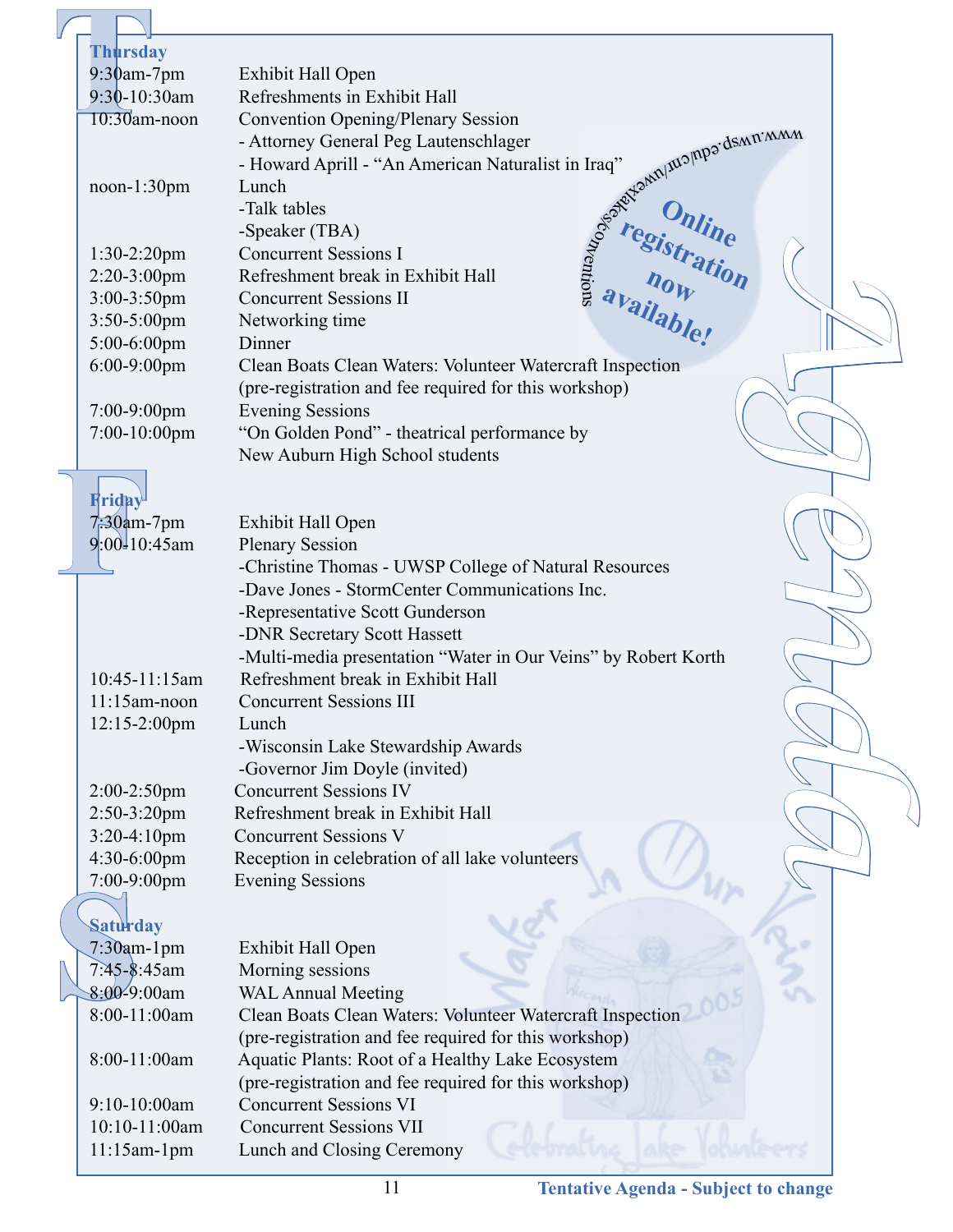# Agenda

*Online registration now available! www.uwsp.edu/cnr/uwexlakes/conventions*

## Thursday

| | |
|---|---|
| 9:30am-7pm | Exhibit Hall Open |
| 9:30-10:30am | Refreshments in Exhibit Hall |
| 10:30am-noon | Convention Opening/Plenary Session<br>- Attorney General Peg Lautenschlager<br>- Howard Aprill - "An American Naturalist in Iraq" |
| noon-1:30pm | Lunch<br>-Talk tables<br>-Speaker (TBA) |
| 1:30-2:20pm | Concurrent Sessions I |
| 2:20-3:00pm | Refreshment break in Exhibit Hall |
| 3:00-3:50pm | Concurrent Sessions II |
| 3:50-5:00pm | Networking time |
| 5:00-6:00pm | Dinner |
| 6:00-9:00pm | Clean Boats Clean Waters: Volunteer Watercraft Inspection (pre-registration and fee required for this workshop) |
| 7:00-9:00pm | Evening Sessions |
| 7:00-10:00pm | "On Golden Pond" - theatrical performance by New Auburn High School students |

## Friday

| | |
|---|---|
| 7:30am-7pm | Exhibit Hall Open |
| 9:00-10:45am | Plenary Session<br>-Christine Thomas - UWSP College of Natural Resources<br>-Dave Jones - StormCenter Communications Inc.<br>-Representative Scott Gunderson<br>-DNR Secretary Scott Hassett<br>-Multi-media presentation "Water in Our Veins" by Robert Korth |
| 10:45-11:15am | Refreshment break in Exhibit Hall |
| 11:15am-noon | Concurrent Sessions III |
| 12:15-2:00pm | Lunch<br>-Wisconsin Lake Stewardship Awards<br>-Governor Jim Doyle (invited) |
| 2:00-2:50pm | Concurrent Sessions IV |
| 2:50-3:20pm | Refreshment break in Exhibit Hall |
| 3:20-4:10pm | Concurrent Sessions V |
| 4:30-6:00pm | Reception in celebration of all lake volunteers |
| 7:00-9:00pm | Evening Sessions |

## Saturday

| | |
|---|---|
| 7:30am-1pm | Exhibit Hall Open |
| 7:45-8:45am | Morning sessions |
| 8:00-9:00am | WAL Annual Meeting |
| 8:00-11:00am | Clean Boats Clean Waters: Volunteer Watercraft Inspection (pre-registration and fee required for this workshop) |
| 8:00-11:00am | Aquatic Plants: Root of a Healthy Lake Ecosystem (pre-registration and fee required for this workshop) |
| 9:10-10:00am | Concurrent Sessions VI |
| 10:10-11:00am | Concurrent Sessions VII |
| 11:15am-1pm | Lunch and Closing Ceremony |

**Tentative Agenda - Subject to change**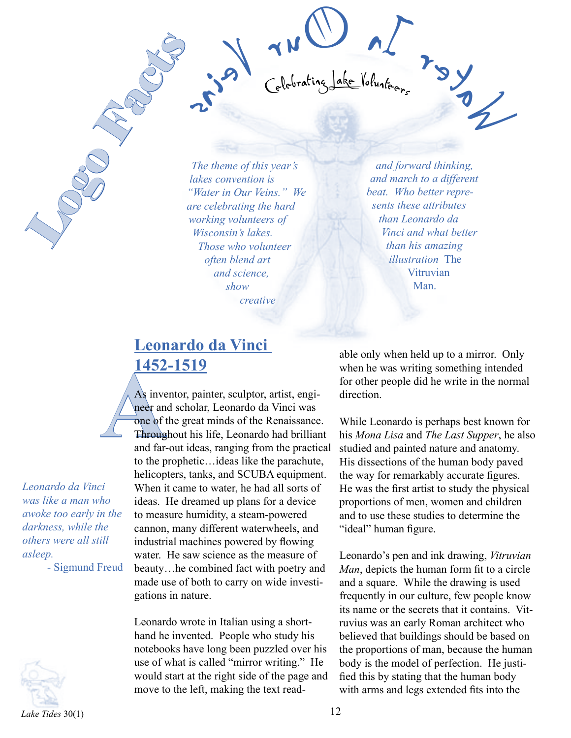# Logo Facts

Water In Our Veins

Celebrating Lake Volunteers

*The theme of this year's lakes convention is "Water in Our Veins." We are celebrating the hard working volunteers of Wisconsin's lakes. Those who volunteer often blend art and science, show creative and forward thinking, and march to a different beat. Who better represents these attributes than Leonardo da Vinci and what better than his amazing illustration* The Vitruvian Man.

## Leonardo da Vinci 1452-1519

As inventor, painter, sculptor, artist, engineer and scholar, Leonardo da Vinci was one of the great minds of the Renaissance. Throughout his life, Leonardo had brilliant and far-out ideas, ranging from the practical to the prophetic…ideas like the parachute, helicopters, tanks, and SCUBA equipment. When it came to water, he had all sorts of ideas. He dreamed up plans for a device to measure humidity, a steam-powered cannon, many different waterwheels, and industrial machines powered by flowing water. He saw science as the measure of beauty…he combined fact with poetry and made use of both to carry on wide investigations in nature.

> *Leonardo da Vinci was like a man who awoke too early in the darkness, while the others were all still asleep.*
> - Sigmund Freud

Leonardo wrote in Italian using a shorthand he invented. People who study his notebooks have long been puzzled over his use of what is called "mirror writing." He would start at the right side of the page and move to the left, making the text readable only when held up to a mirror. Only when he was writing something intended for other people did he write in the normal direction.

While Leonardo is perhaps best known for his *Mona Lisa* and *The Last Supper*, he also studied and painted nature and anatomy. His dissections of the human body paved the way for remarkably accurate figures. He was the first artist to study the physical proportions of men, women and children and to use these studies to determine the "ideal" human figure.

Leonardo's pen and ink drawing, *Vitruvian Man*, depicts the human form fit to a circle and a square. While the drawing is used frequently in our culture, few people know its name or the secrets that it contains. Vitruvius was an early Roman architect who believed that buildings should be based on the proportions of man, because the human body is the model of perfection. He justified this by stating that the human body with arms and legs extended fits into the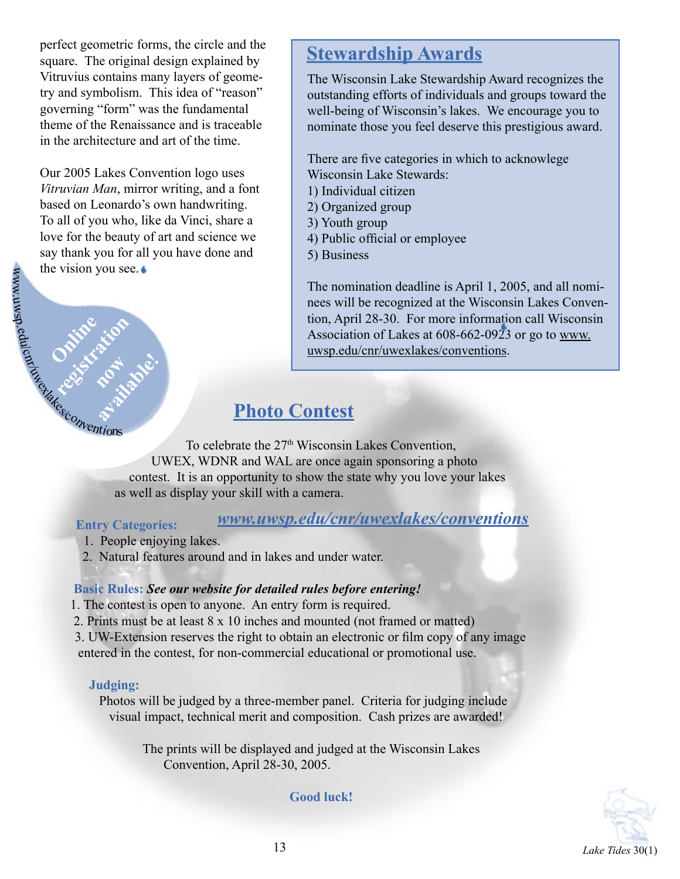perfect geometric forms, the circle and the square. The original design explained by Vitruvius contains many layers of geometry and symbolism. This idea of "reason" governing "form" was the fundamental theme of the Renaissance and is traceable in the architecture and art of the time.

Our 2005 Lakes Convention logo uses *Vitruvian Man*, mirror writing, and a font based on Leonardo's own handwriting. To all of you who, like da Vinci, share a love for the beauty of art and science we say thank you for all you have done and the vision you see.

**Online registration now available!**
www.uwsp.edu/cnr/uwexlakes/conventions

## Stewardship Awards

The Wisconsin Lake Stewardship Award recognizes the outstanding efforts of individuals and groups toward the well-being of Wisconsin's lakes. We encourage you to nominate those you feel deserve this prestigious award.

There are five categories in which to acknowlege Wisconsin Lake Stewards:
1) Individual citizen
2) Organized group
3) Youth group
4) Public official or employee
5) Business

The nomination deadline is April 1, 2005, and all nominees will be recognized at the Wisconsin Lakes Convention, April 28-30. For more information call Wisconsin Association of Lakes at 608-662-0923 or go to www.uwsp.edu/cnr/uwexlakes/conventions.

## Photo Contest

To celebrate the 27th Wisconsin Lakes Convention, UWEX, WDNR and WAL are once again sponsoring a photo contest. It is an opportunity to show the state why you love your lakes as well as display your skill with a camera.

***www.uwsp.edu/cnr/uwexlakes/conventions***

**Entry Categories:**
1. People enjoying lakes.
2. Natural features around and in lakes and under water.

**Basic Rules:** ***See our website for detailed rules before entering!***
1. The contest is open to anyone. An entry form is required.
2. Prints must be at least 8 x 10 inches and mounted (not framed or matted)
3. UW-Extension reserves the right to obtain an electronic or film copy of any image entered in the contest, for non-commercial educational or promotional use.

**Judging:**

Photos will be judged by a three-member panel. Criteria for judging include visual impact, technical merit and composition. Cash prizes are awarded!

The prints will be displayed and judged at the Wisconsin Lakes Convention, April 28-30, 2005.

**Good luck!**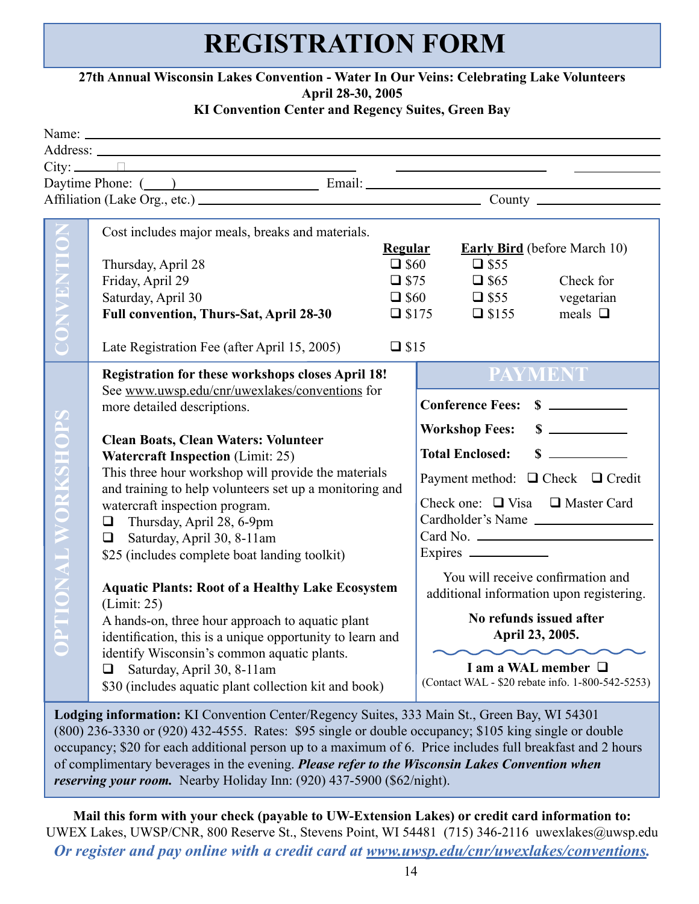# REGISTRATION FORM

**27th Annual Wisconsin Lakes Convention - Water In Our Veins: Celebrating Lake Volunteers**
**April 28-30, 2005**
**KI Convention Center and Regency Suites, Green Bay**

Name: ______________________________________________

Address: ______________________________________________

City: ______________________ ______________ ________

Daytime Phone: (____) ______________ Email: ______________________

Affiliation (Lake Org., etc.) ______________________ County ______________

## CONVENTION

Cost includes major meals, breaks and materials.

| | **Regular** | **Early Bird** (before March 10) | |
|---|---|---|---|
| Thursday, April 28 | ❑ $60 | ❑ $55 | |
| Friday, April 29 | ❑ $75 | ❑ $65 | Check for |
| Saturday, April 30 | ❑ $60 | ❑ $55 | vegetarian |
| **Full convention, Thurs-Sat, April 28-30** | ❑ $175 | ❑ $155 | meals ❑ |
| Late Registration Fee (after April 15, 2005) | ❑ $15 | | |

## OPTIONAL WORKSHOPS

**Registration for these workshops closes April 18!**
See www.uwsp.edu/cnr/uwexlakes/conventions for more detailed descriptions.

**Clean Boats, Clean Waters: Volunteer Watercraft Inspection** (Limit: 25)
This three hour workshop will provide the materials and training to help volunteers set up a monitoring and watercraft inspection program.
- ❑ Thursday, April 28, 6-9pm
- ❑ Saturday, April 30, 8-11am

$25 (includes complete boat landing toolkit)

**Aquatic Plants: Root of a Healthy Lake Ecosystem** (Limit: 25)
A hands-on, three hour approach to aquatic plant identification, this is a unique opportunity to learn and identify Wisconsin's common aquatic plants.
- ❑ Saturday, April 30, 8-11am

$30 (includes aquatic plant collection kit and book)

## PAYMENT

**Conference Fees:** $ __________

**Workshop Fees:** $ __________

**Total Enclosed:** $ __________

Payment method: ❑ Check ❑ Credit

Check one: ❑ Visa ❑ Master Card

Cardholder's Name ______________

Card No. ______________

Expires __________

You will receive confirmation and additional information upon registering.

**No refunds issued after April 23, 2005.**

**I am a WAL member** ❑
(Contact WAL - $20 rebate info. 1-800-542-5253)

**Lodging information:** KI Convention Center/Regency Suites, 333 Main St., Green Bay, WI 54301 (800) 236-3330 or (920) 432-4555. Rates: $95 single or double occupancy; $105 king single or double occupancy; $20 for each additional person up to a maximum of 6. Price includes full breakfast and 2 hours of complimentary beverages in the evening. ***Please refer to the Wisconsin Lakes Convention when reserving your room.*** Nearby Holiday Inn: (920) 437-5900 ($62/night).

**Mail this form with your check (payable to UW-Extension Lakes) or credit card information to:**
UWEX Lakes, UWSP/CNR, 800 Reserve St., Stevens Point, WI 54481 (715) 346-2116 uwexlakes@uwsp.edu

***Or register and pay online with a credit card at www.uwsp.edu/cnr/uwexlakes/conventions.***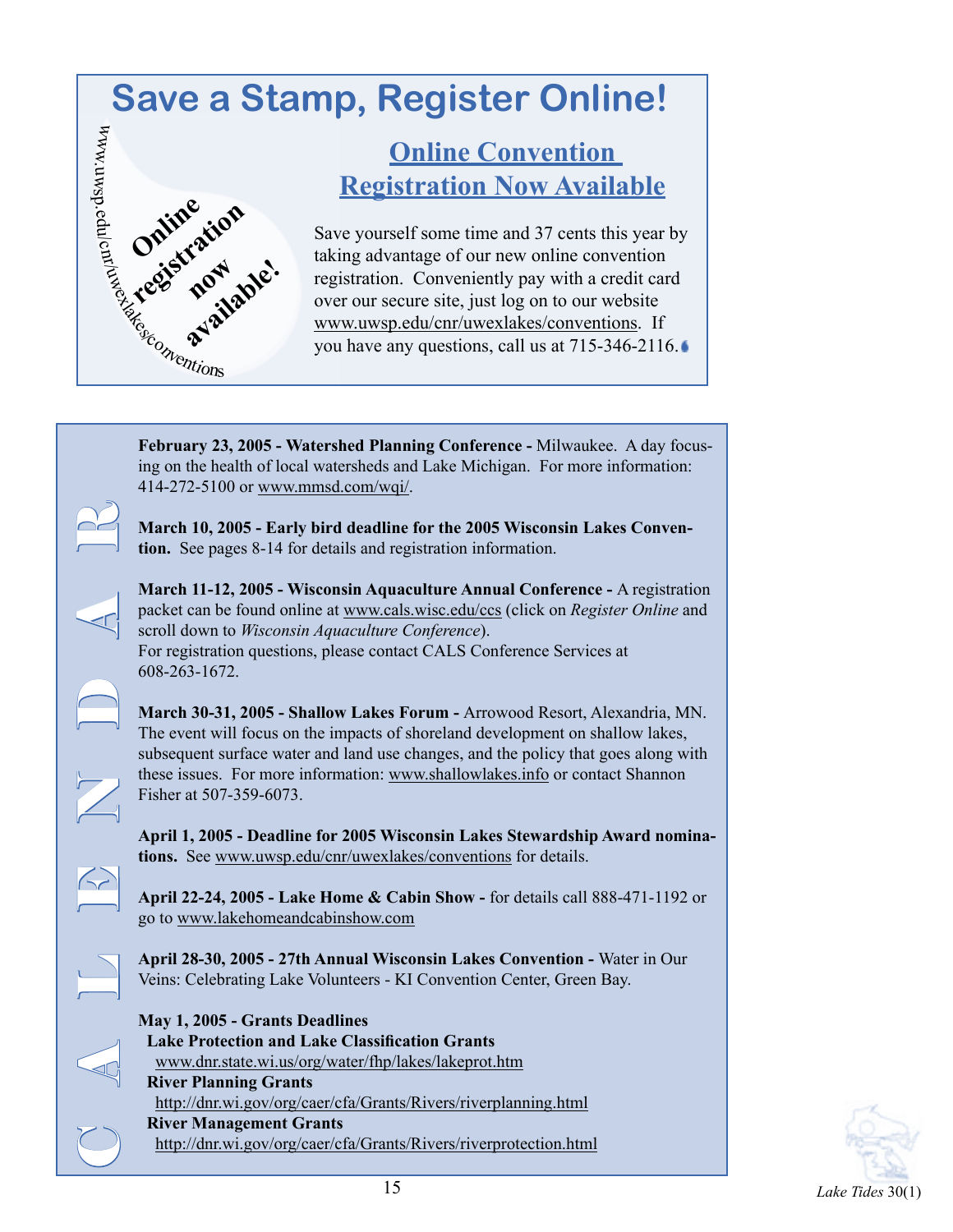# Save a Stamp, Register Online!

www.uwsp.edu/cnr/uwexlakes/conventions

**Online registration now available!**

## Online Convention Registration Now Available

Save yourself some time and 37 cents this year by taking advantage of our new online convention registration. Conveniently pay with a credit card over our secure site, just log on to our website www.uwsp.edu/cnr/uwexlakes/conventions. If you have any questions, call us at 715-346-2116.

## CALENDAR

**February 23, 2005 - Watershed Planning Conference -** Milwaukee. A day focusing on the health of local watersheds and Lake Michigan. For more information: 414-272-5100 or www.mmsd.com/wqi/.

**March 10, 2005 - Early bird deadline for the 2005 Wisconsin Lakes Convention.** See pages 8-14 for details and registration information.

**March 11-12, 2005 - Wisconsin Aquaculture Annual Conference -** A registration packet can be found online at www.cals.wisc.edu/ccs (click on *Register Online* and scroll down to *Wisconsin Aquaculture Conference*).
For registration questions, please contact CALS Conference Services at 608-263-1672.

**March 30-31, 2005 - Shallow Lakes Forum -** Arrowood Resort, Alexandria, MN. The event will focus on the impacts of shoreland development on shallow lakes, subsequent surface water and land use changes, and the policy that goes along with these issues. For more information: www.shallowlakes.info or contact Shannon Fisher at 507-359-6073.

**April 1, 2005 - Deadline for 2005 Wisconsin Lakes Stewardship Award nominations.** See www.uwsp.edu/cnr/uwexlakes/conventions for details.

**April 22-24, 2005 - Lake Home & Cabin Show -** for details call 888-471-1192 or go to www.lakehomeandcabinshow.com

**April 28-30, 2005 - 27th Annual Wisconsin Lakes Convention -** Water in Our Veins: Celebrating Lake Volunteers - KI Convention Center, Green Bay.

**May 1, 2005 - Grants Deadlines**

- **Lake Protection and Lake Classification Grants**
  www.dnr.state.wi.us/org/water/fhp/lakes/lakeprot.htm
- **River Planning Grants**
  http://dnr.wi.gov/org/caer/cfa/Grants/Rivers/riverplanning.html
- **River Management Grants**
  http://dnr.wi.gov/org/caer/cfa/Grants/Rivers/riverprotection.html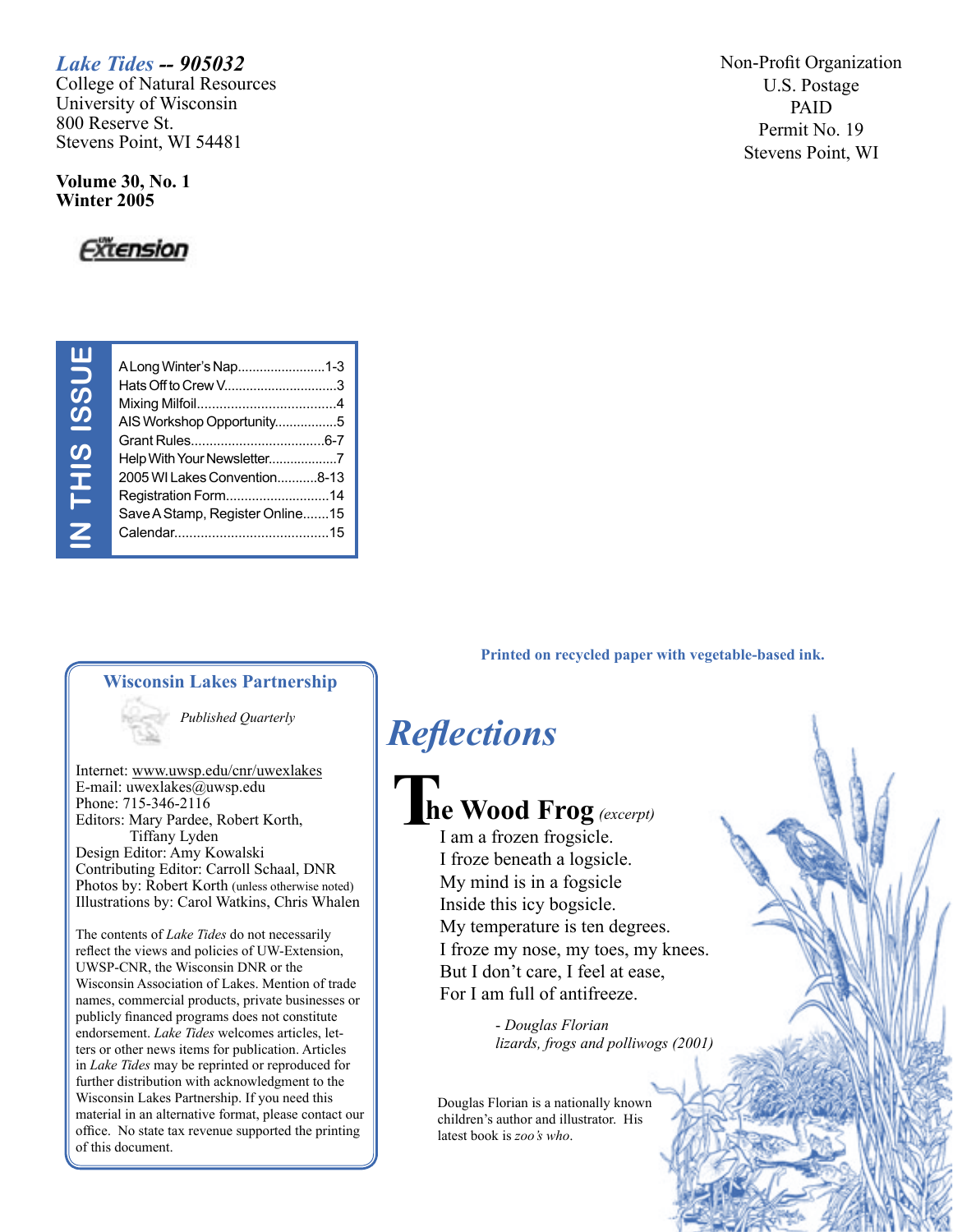*Lake Tides* -- *905032*
College of Natural Resources
University of Wisconsin
800 Reserve St.
Stevens Point, WI 54481

**Volume 30, No. 1**
**Winter 2005**

Non-Profit Organization
U.S. Postage
PAID
Permit No. 19
Stevens Point, WI

## IN THIS ISSUE

| | |
|---|---|
| A Long Winter's Nap | 1-3 |
| Hats Off to Crew V | 3 |
| Mixing Milfoil | 4 |
| AIS Workshop Opportunity | 5 |
| Grant Rules | 6-7 |
| Help With Your Newsletter | 7 |
| 2005 WI Lakes Convention | 8-13 |
| Registration Form | 14 |
| Save A Stamp, Register Online | 15 |
| Calendar | 15 |

### Wisconsin Lakes Partnership

*Published Quarterly*

Internet: www.uwsp.edu/cnr/uwexlakes
E-mail: uwexlakes@uwsp.edu
Phone: 715-346-2116
Editors: Mary Pardee, Robert Korth, Tiffany Lyden
Design Editor: Amy Kowalski
Contributing Editor: Carroll Schaal, DNR
Photos by: Robert Korth (unless otherwise noted)
Illustrations by: Carol Watkins, Chris Whalen

The contents of *Lake Tides* do not necessarily reflect the views and policies of UW-Extension, UWSP-CNR, the Wisconsin DNR or the Wisconsin Association of Lakes. Mention of trade names, commercial products, private businesses or publicly financed programs does not constitute endorsement. *Lake Tides* welcomes articles, letters or other news items for publication. Articles in *Lake Tides* may be reprinted or reproduced for further distribution with acknowledgment to the Wisconsin Lakes Partnership. If you need this material in an alternative format, please contact our office. No state tax revenue supported the printing of this document.

**Printed on recycled paper with vegetable-based ink.**

# *Reflections*

## The Wood Frog *(excerpt)*

I am a frozen frogsicle.
I froze beneath a logsicle.
My mind is in a fogsicle
Inside this icy bogsicle.
My temperature is ten degrees.
I froze my nose, my toes, my knees.
But I don't care, I feel at ease,
For I am full of antifreeze.

*- Douglas Florian*
*lizards, frogs and polliwogs (2001)*

Douglas Florian is a nationally known children's author and illustrator. His latest book is *zoo's who*.